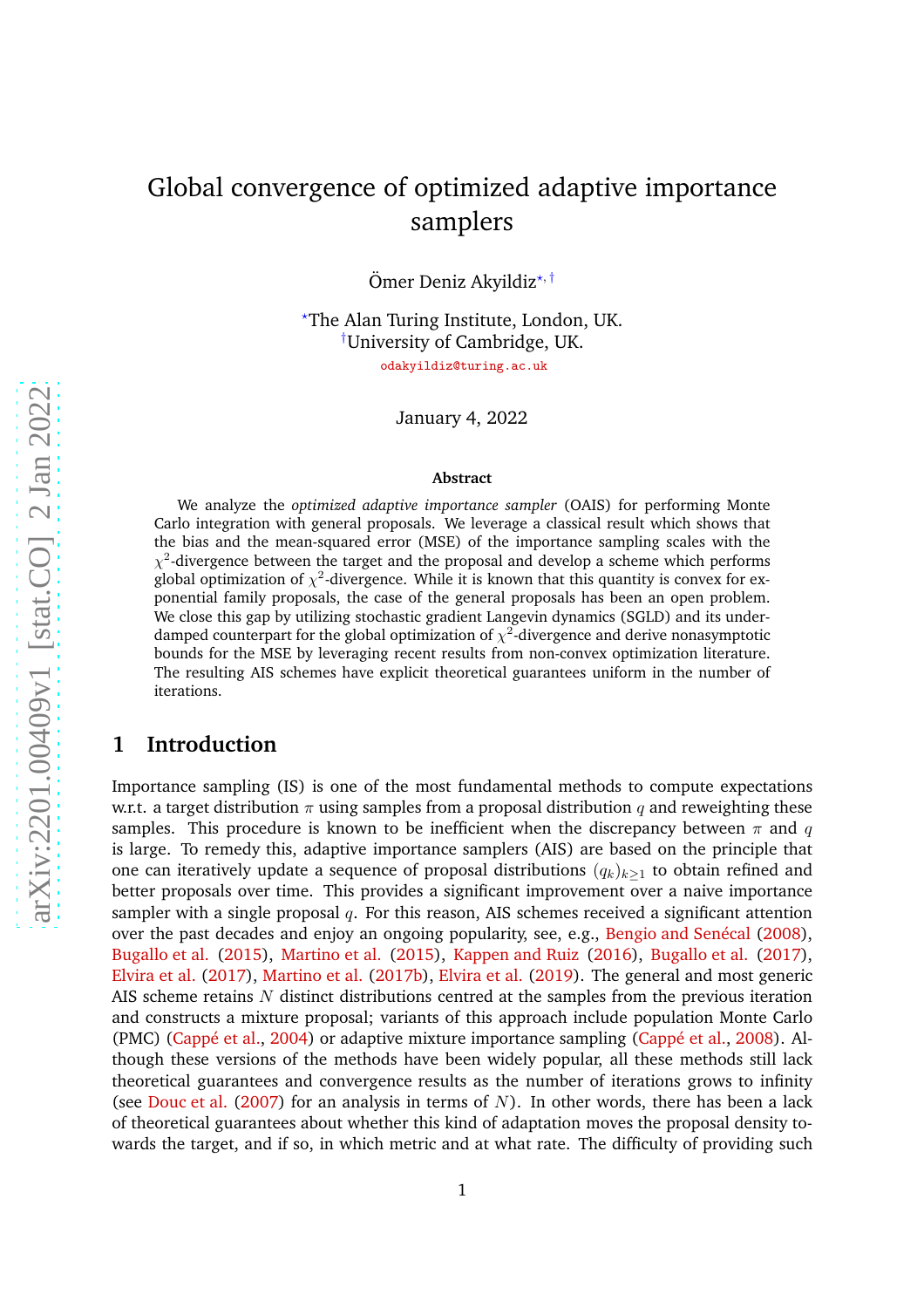# Global convergence of optimized adaptive importance samplers

Ömer Deniz Akyildiz[⋆,†]

[⋆]The Alan Turing Institute, London, UK.
[†]University of Cambridge, UK.
odakyildiz@turing.ac.uk

January 4, 2022

### Abstract

We analyze the *optimized adaptive importance sampler* (OAIS) for performing Monte Carlo integration with general proposals. We leverage a classical result which shows that the bias and the mean-squared error (MSE) of the importance sampling scales with the $\chi^2$-divergence between the target and the proposal and develop a scheme which performs global optimization of $\chi^2$-divergence. While it is known that this quantity is convex for exponential family proposals, the case of the general proposals has been an open problem. We close this gap by utilizing stochastic gradient Langevin dynamics (SGLD) and its underdamped counterpart for the global optimization of $\chi^2$-divergence and derive nonasymptotic bounds for the MSE by leveraging recent results from non-convex optimization literature. The resulting AIS schemes have explicit theoretical guarantees uniform in the number of iterations.

## 1 Introduction

Importance sampling (IS) is one of the most fundamental methods to compute expectations w.r.t. a target distribution $\pi$ using samples from a proposal distribution $q$ and reweighting these samples. This procedure is known to be inefficient when the discrepancy between $\pi$ and $q$ is large. To remedy this, adaptive importance samplers (AIS) are based on the principle that one can iteratively update a sequence of proposal distributions $(q_k)_{k\geq 1}$ to obtain refined and better proposals over time. This provides a significant improvement over a naive importance sampler with a single proposal $q$. For this reason, AIS schemes received a significant attention over the past decades and enjoy an ongoing popularity, see, e.g., Bengio and Senécal (2008), Bugallo et al. (2015), Martino et al. (2015), Kappen and Ruiz (2016), Bugallo et al. (2017), Elvira et al. (2017), Martino et al. (2017b), Elvira et al. (2019). The general and most generic AIS scheme retains $N$ distinct distributions centred at the samples from the previous iteration and constructs a mixture proposal; variants of this approach include population Monte Carlo (PMC) (Cappé et al., 2004) or adaptive mixture importance sampling (Cappé et al., 2008). Although these versions of the methods have been widely popular, all these methods still lack theoretical guarantees and convergence results as the number of iterations grows to infinity (see Douc et al. (2007) for an analysis in terms of $N$). In other words, there has been a lack of theoretical guarantees about whether this kind of adaptation moves the proposal density towards the target, and if so, in which metric and at what rate. The difficulty of providing such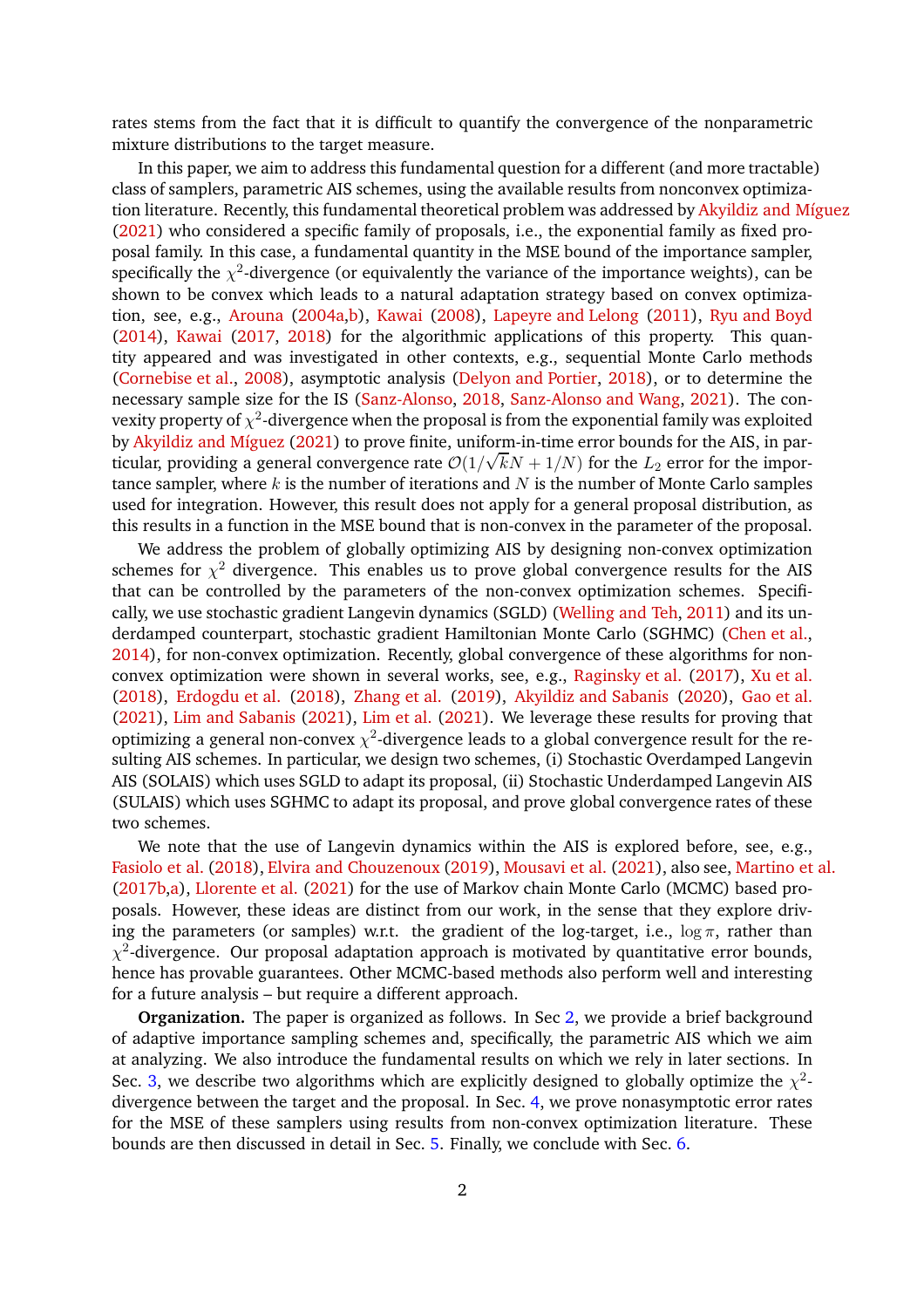rates stems from the fact that it is difficult to quantify the convergence of the nonparametric mixture distributions to the target measure.

In this paper, we aim to address this fundamental question for a different (and more tractable) class of samplers, parametric AIS schemes, using the available results from nonconvex optimization literature. Recently, this fundamental theoretical problem was addressed by Akyildiz and Míguez (2021) who considered a specific family of proposals, i.e., the exponential family as fixed proposal family. In this case, a fundamental quantity in the MSE bound of the importance sampler, specifically the $\chi^2$-divergence (or equivalently the variance of the importance weights), can be shown to be convex which leads to a natural adaptation strategy based on convex optimization, see, e.g., Arouna (2004a,b), Kawai (2008), Lapeyre and Lelong (2011), Ryu and Boyd (2014), Kawai (2017, 2018) for the algorithmic applications of this property. This quantity appeared and was investigated in other contexts, e.g., sequential Monte Carlo methods (Cornebise et al., 2008), asymptotic analysis (Delyon and Portier, 2018), or to determine the necessary sample size for the IS (Sanz-Alonso, 2018, Sanz-Alonso and Wang, 2021). The convexity property of $\chi^2$-divergence when the proposal is from the exponential family was exploited by Akyildiz and Míguez (2021) to prove finite, uniform-in-time error bounds for the AIS, in particular, providing a general convergence rate $\mathcal{O}(1/\sqrt{k}N + 1/N)$ for the $L_2$ error for the importance sampler, where $k$ is the number of iterations and $N$ is the number of Monte Carlo samples used for integration. However, this result does not apply for a general proposal distribution, as this results in a function in the MSE bound that is non-convex in the parameter of the proposal.

We address the problem of globally optimizing AIS by designing non-convex optimization schemes for $\chi^2$ divergence. This enables us to prove global convergence results for the AIS that can be controlled by the parameters of the non-convex optimization schemes. Specifically, we use stochastic gradient Langevin dynamics (SGLD) (Welling and Teh, 2011) and its underdamped counterpart, stochastic gradient Hamiltonian Monte Carlo (SGHMC) (Chen et al., 2014), for non-convex optimization. Recently, global convergence of these algorithms for non-convex optimization were shown in several works, see, e.g., Raginsky et al. (2017), Xu et al. (2018), Erdogdu et al. (2018), Zhang et al. (2019), Akyildiz and Sabanis (2020), Gao et al. (2021), Lim and Sabanis (2021), Lim et al. (2021). We leverage these results for proving that optimizing a general non-convex $\chi^2$-divergence leads to a global convergence result for the resulting AIS schemes. In particular, we design two schemes, (i) Stochastic Overdamped Langevin AIS (SOLAIS) which uses SGLD to adapt its proposal, (ii) Stochastic Underdamped Langevin AIS (SULAIS) which uses SGHMC to adapt its proposal, and prove global convergence rates of these two schemes.

We note that the use of Langevin dynamics within the AIS is explored before, see, e.g., Fasiolo et al. (2018), Elvira and Chouzenoux (2019), Mousavi et al. (2021), also see, Martino et al. (2017b,a), Llorente et al. (2021) for the use of Markov chain Monte Carlo (MCMC) based proposals. However, these ideas are distinct from our work, in the sense that they explore driving the parameters (or samples) w.r.t. the gradient of the log-target, i.e., $\log \pi$, rather than $\chi^2$-divergence. Our proposal adaptation approach is motivated by quantitative error bounds, hence has provable guarantees. Other MCMC-based methods also perform well and interesting for a future analysis – but require a different approach.

**Organization.** The paper is organized as follows. In Sec 2, we provide a brief background of adaptive importance sampling schemes and, specifically, the parametric AIS which we aim at analyzing. We also introduce the fundamental results on which we rely in later sections. In Sec. 3, we describe two algorithms which are explicitly designed to globally optimize the $\chi^2$-divergence between the target and the proposal. In Sec. 4, we prove nonasymptotic error rates for the MSE of these samplers using results from non-convex optimization literature. These bounds are then discussed in detail in Sec. 5. Finally, we conclude with Sec. 6.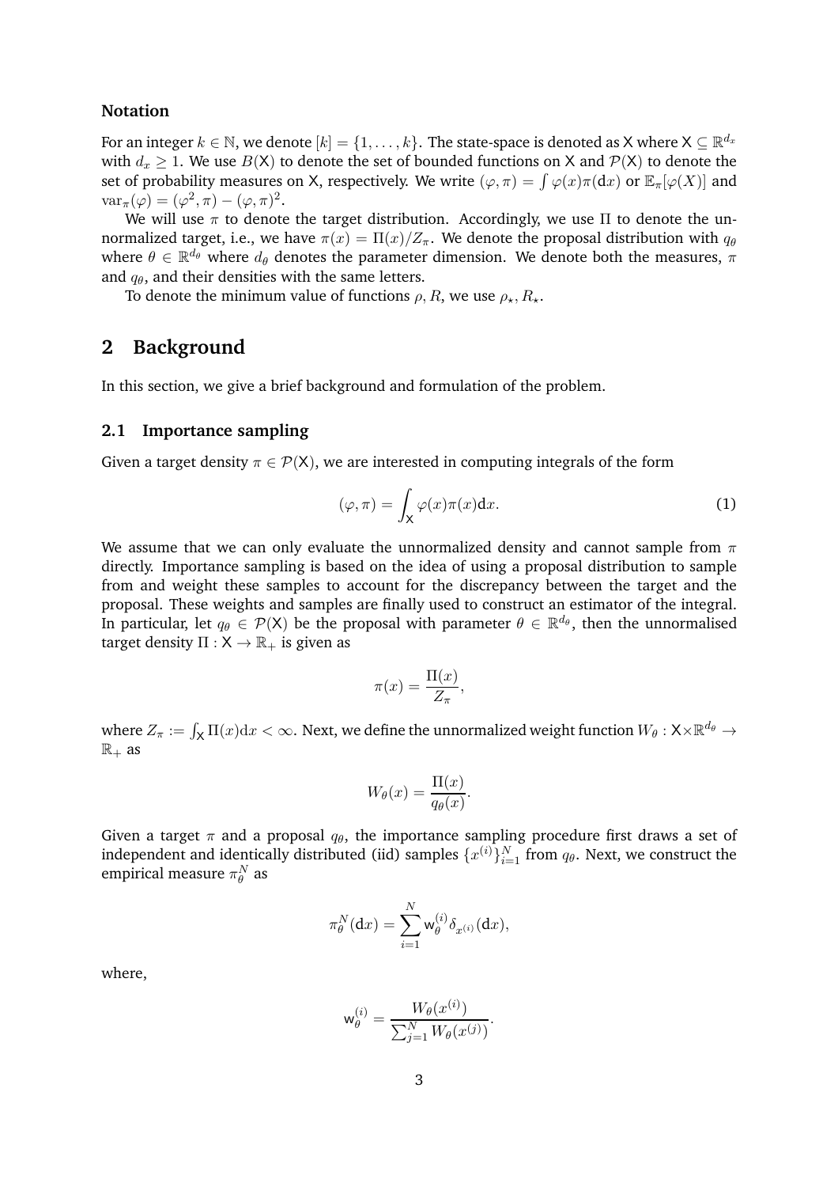#### Notation

For an integer $k \in \mathbb{N}$, we denote $[k] = \{1, \ldots, k\}$. The state-space is denoted as $\mathsf{X}$ where $\mathsf{X} \subseteq \mathbb{R}^{d_x}$ with $d_x \geq 1$. We use $B(\mathsf{X})$ to denote the set of bounded functions on $\mathsf{X}$ and $\mathcal{P}(\mathsf{X})$ to denote the set of probability measures on $\mathsf{X}$, respectively. We write $(\varphi, \pi) = \int \varphi(x)\pi(\mathrm{d}x)$ or $\mathbb{E}_\pi[\varphi(X)]$ and $\mathrm{var}_\pi(\varphi) = (\varphi^2, \pi) - (\varphi, \pi)^2$.

We will use $\pi$ to denote the target distribution. Accordingly, we use $\Pi$ to denote the unnormalized target, i.e., we have $\pi(x) = \Pi(x)/Z_\pi$. We denote the proposal distribution with $q_\theta$ where $\theta \in \mathbb{R}^{d_\theta}$ where $d_\theta$ denotes the parameter dimension. We denote both the measures, $\pi$ and $q_\theta$, and their densities with the same letters.

To denote the minimum value of functions $\rho, R$, we use $\rho_\star, R_\star$.

## 2 Background

In this section, we give a brief background and formulation of the problem.

### 2.1 Importance sampling

Given a target density $\pi \in \mathcal{P}(\mathsf{X})$, we are interested in computing integrals of the form

$$(\varphi, \pi) = \int_{\mathsf{X}} \varphi(x)\pi(x)\mathrm{d}x. \tag{1}$$

We assume that we can only evaluate the unnormalized density and cannot sample from $\pi$ directly. Importance sampling is based on the idea of using a proposal distribution to sample from and weight these samples to account for the discrepancy between the target and the proposal. These weights and samples are finally used to construct an estimator of the integral. In particular, let $q_\theta \in \mathcal{P}(\mathsf{X})$ be the proposal with parameter $\theta \in \mathbb{R}^{d_\theta}$, then the unnormalised target density $\Pi : \mathsf{X} \to \mathbb{R}_+$ is given as

$$\pi(x) = \frac{\Pi(x)}{Z_\pi},$$

where $Z_\pi := \int_{\mathsf{X}} \Pi(x)\mathrm{d}x < \infty$. Next, we define the unnormalized weight function $W_\theta : \mathsf{X} \times \mathbb{R}^{d_\theta} \to \mathbb{R}_+$ as

$$W_\theta(x) = \frac{\Pi(x)}{q_\theta(x)}.$$

Given a target $\pi$ and a proposal $q_\theta$, the importance sampling procedure first draws a set of independent and identically distributed (iid) samples $\{x^{(i)}\}_{i=1}^N$ from $q_\theta$. Next, we construct the empirical measure $\pi_\theta^N$ as

$$\pi_\theta^N(\mathrm{d}x) = \sum_{i=1}^N \mathsf{w}_\theta^{(i)} \delta_{x^{(i)}}(\mathrm{d}x),$$

where,

$$\mathsf{w}_\theta^{(i)} = \frac{W_\theta(x^{(i)})}{\sum_{j=1}^N W_\theta(x^{(j)})}.$$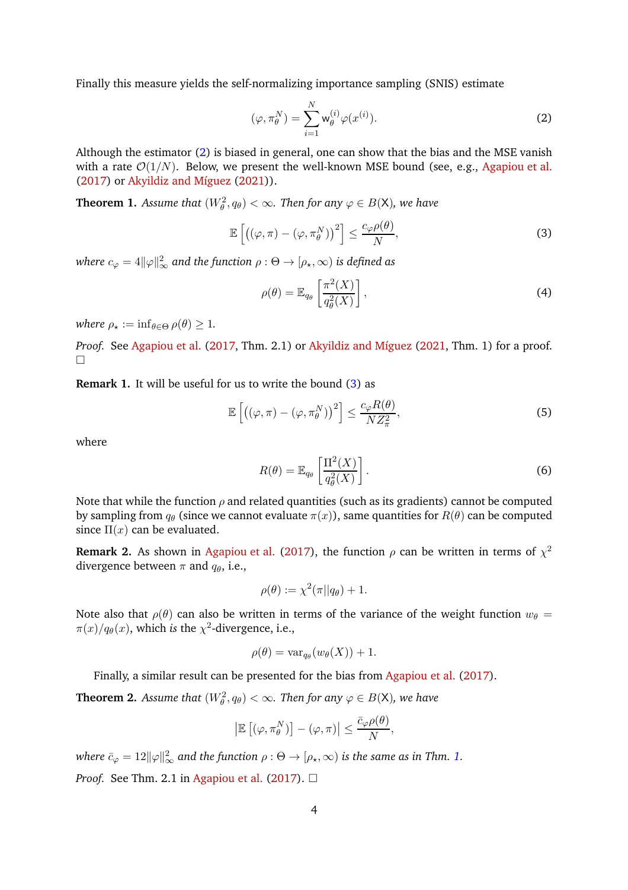Finally this measure yields the self-normalizing importance sampling (SNIS) estimate

$$(\varphi, \pi_\theta^N) = \sum_{i=1}^N \mathsf{w}_\theta^{(i)} \varphi(x^{(i)}). \tag{2}$$

Although the estimator (2) is biased in general, one can show that the bias and the MSE vanish with a rate $\mathcal{O}(1/N)$. Below, we present the well-known MSE bound (see, e.g., Agapiou et al. (2017) or Akyildiz and Míguez (2021)).

**Theorem 1.** *Assume that $(W_\theta^2, q_\theta) < \infty$. Then for any $\varphi \in B(\mathsf{X})$, we have*

$$\mathbb{E}\left[\left((\varphi, \pi) - (\varphi, \pi_\theta^N)\right)^2\right] \leq \frac{c_\varphi \rho(\theta)}{N}, \tag{3}$$

*where $c_\varphi = 4\|\varphi\|_\infty^2$ and the function $\rho : \Theta \to [\rho_\star, \infty)$ is defined as*

$$\rho(\theta) = \mathbb{E}_{q_\theta}\left[\frac{\pi^2(X)}{q_\theta^2(X)}\right], \tag{4}$$

*where $\rho_\star := \inf_{\theta \in \Theta} \rho(\theta) \geq 1$.*

*Proof.* See Agapiou et al. (2017, Thm. 2.1) or Akyildiz and Míguez (2021, Thm. 1) for a proof. □

**Remark 1.** It will be useful for us to write the bound (3) as

$$\mathbb{E}\left[\left((\varphi, \pi) - (\varphi, \pi_\theta^N)\right)^2\right] \leq \frac{c_\varphi R(\theta)}{N Z_\pi^2}, \tag{5}$$

where

$$R(\theta) = \mathbb{E}_{q_\theta}\left[\frac{\Pi^2(X)}{q_\theta^2(X)}\right]. \tag{6}$$

Note that while the function $\rho$ and related quantities (such as its gradients) cannot be computed by sampling from $q_\theta$ (since we cannot evaluate $\pi(x)$), same quantities for $R(\theta)$ can be computed since $\Pi(x)$ can be evaluated.

**Remark 2.** As shown in Agapiou et al. (2017), the function $\rho$ can be written in terms of $\chi^2$ divergence between $\pi$ and $q_\theta$, i.e.,

$$\rho(\theta) := \chi^2(\pi || q_\theta) + 1.$$

Note also that $\rho(\theta)$ can also be written in terms of the variance of the weight function $w_\theta = \pi(x)/q_\theta(x)$, which *is* the $\chi^2$-divergence, i.e.,

$$\rho(\theta) = \mathrm{var}_{q_\theta}(w_\theta(X)) + 1.$$

Finally, a similar result can be presented for the bias from Agapiou et al. (2017).

**Theorem 2.** *Assume that $(W_\theta^2, q_\theta) < \infty$. Then for any $\varphi \in B(\mathsf{X})$, we have*

$$\left|\mathbb{E}\left[(\varphi, \pi_\theta^N)\right] - (\varphi, \pi)\right| \leq \frac{\bar{c}_\varphi \rho(\theta)}{N},$$

*where $\bar{c}_\varphi = 12\|\varphi\|_\infty^2$ and the function $\rho : \Theta \to [\rho_\star, \infty)$ is the same as in Thm. 1.*

*Proof.* See Thm. 2.1 in Agapiou et al. (2017). □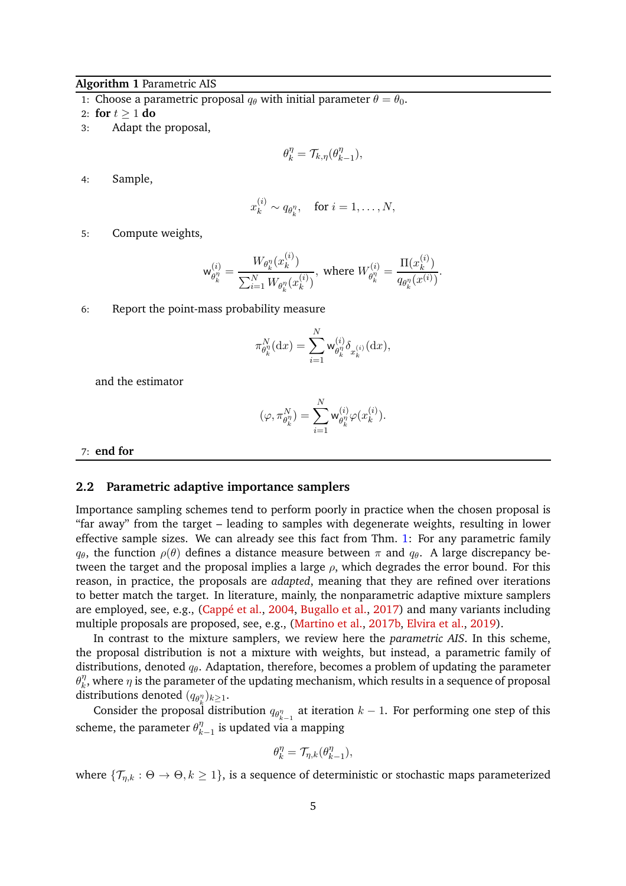**Algorithm 1** Parametric AIS

1: Choose a parametric proposal $q_\theta$ with initial parameter $\theta = \theta_0$.
2: **for** $t \geq 1$ **do**
3: Adapt the proposal,

$$\theta_k^\eta = \mathcal{T}_{k,\eta}(\theta_{k-1}^\eta),$$

4: Sample,

$$x_k^{(i)} \sim q_{\theta_k^\eta}, \quad \text{for } i = 1, \ldots, N,$$

5: Compute weights,

$$\mathsf{w}_{\theta_k^\eta}^{(i)} = \frac{W_{\theta_k^\eta}(x_k^{(i)})}{\sum_{i=1}^N W_{\theta_k^\eta}(x_k^{(i)})}, \text{ where } W_{\theta_k^\eta}^{(i)} = \frac{\Pi(x_k^{(i)})}{q_{\theta_k^\eta}(x^{(i)})}.$$

6: Report the point-mass probability measure

$$\pi_{\theta_k^\eta}^N(\mathrm{d}x) = \sum_{i=1}^N \mathsf{w}_{\theta_k^\eta}^{(i)} \delta_{x_k^{(i)}}(\mathrm{d}x),$$

and the estimator

$$(\varphi, \pi_{\theta_k^\eta}^N) = \sum_{i=1}^N \mathsf{w}_{\theta_k^\eta}^{(i)} \varphi(x_k^{(i)}).$$

7: **end for**

## 2.2 Parametric adaptive importance samplers

Importance sampling schemes tend to perform poorly in practice when the chosen proposal is "far away" from the target – leading to samples with degenerate weights, resulting in lower effective sample sizes. We can already see this fact from Thm. 1: For any parametric family $q_\theta$, the function $\rho(\theta)$ defines a distance measure between $\pi$ and $q_\theta$. A large discrepancy between the target and the proposal implies a large $\rho$, which degrades the error bound. For this reason, in practice, the proposals are *adapted*, meaning that they are refined over iterations to better match the target. In literature, mainly, the nonparametric adaptive mixture samplers are employed, see, e.g., (Cappé et al., 2004, Bugallo et al., 2017) and many variants including multiple proposals are proposed, see, e.g., (Martino et al., 2017b, Elvira et al., 2019).

In contrast to the mixture samplers, we review here the *parametric AIS*. In this scheme, the proposal distribution is not a mixture with weights, but instead, a parametric family of distributions, denoted $q_\theta$. Adaptation, therefore, becomes a problem of updating the parameter $\theta_k^\eta$, where $\eta$ is the parameter of the updating mechanism, which results in a sequence of proposal distributions denoted $(q_{\theta_k^\eta})_{k \geq 1}$.

Consider the proposal distribution $q_{\theta_{k-1}^\eta}$ at iteration $k-1$. For performing one step of this scheme, the parameter $\theta_{k-1}^\eta$ is updated via a mapping

$$\theta_k^\eta = \mathcal{T}_{\eta,k}(\theta_{k-1}^\eta),$$

where $\{\mathcal{T}_{\eta,k} : \Theta \to \Theta, k \geq 1\}$, is a sequence of deterministic or stochastic maps parameterized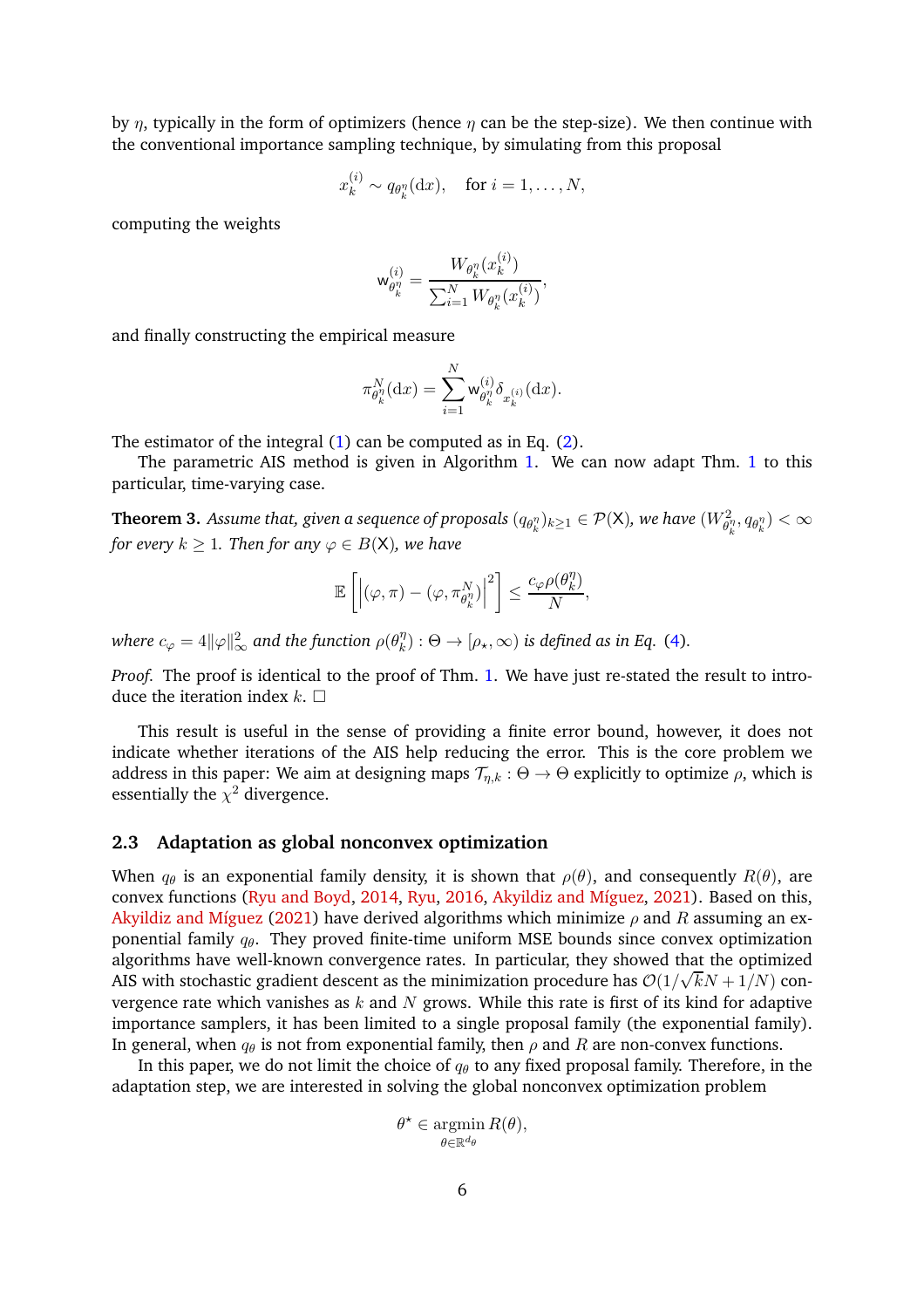by $\eta$, typically in the form of optimizers (hence $\eta$ can be the step-size). We then continue with the conventional importance sampling technique, by simulating from this proposal

$$x_k^{(i)} \sim q_{\theta_k^\eta}(\mathrm{d}x), \quad \text{for } i = 1, \dots, N,$$

computing the weights

$$\mathsf{w}_{\theta_k^\eta}^{(i)} = \frac{W_{\theta_k^\eta}(x_k^{(i)})}{\sum_{i=1}^N W_{\theta_k^\eta}(x_k^{(i)})},$$

and finally constructing the empirical measure

$$\pi_{\theta_k^\eta}^N(\mathrm{d}x) = \sum_{i=1}^N \mathsf{w}_{\theta_k^\eta}^{(i)} \delta_{x_k^{(i)}}(\mathrm{d}x).$$

The estimator of the integral (1) can be computed as in Eq. (2).

The parametric AIS method is given in Algorithm 1. We can now adapt Thm. 1 to this particular, time-varying case.

**Theorem 3.** *Assume that, given a sequence of proposals $(q_{\theta_k^\eta})_{k\geq 1} \in \mathcal{P}(\mathsf{X})$, we have $(W_{\theta_k^\eta}^2, q_{\theta_k^\eta}) < \infty$ for every $k \geq 1$. Then for any $\varphi \in B(\mathsf{X})$, we have*

$$\mathbb{E}\left[\left|(\varphi, \pi) - (\varphi, \pi_{\theta_k^\eta}^N)\right|^2\right] \leq \frac{c_\varphi \rho(\theta_k^\eta)}{N},$$

*where $c_\varphi = 4\|\varphi\|_\infty^2$ and the function $\rho(\theta_k^\eta) : \Theta \to [\rho_\star, \infty)$ is defined as in Eq. (4).*

*Proof.* The proof is identical to the proof of Thm. 1. We have just re-stated the result to introduce the iteration index $k$. □

This result is useful in the sense of providing a finite error bound, however, it does not indicate whether iterations of the AIS help reducing the error. This is the core problem we address in this paper: We aim at designing maps $\mathcal{T}_{\eta,k} : \Theta \to \Theta$ explicitly to optimize $\rho$, which is essentially the $\chi^2$ divergence.

### 2.3 Adaptation as global nonconvex optimization

When $q_\theta$ is an exponential family density, it is shown that $\rho(\theta)$, and consequently $R(\theta)$, are convex functions (Ryu and Boyd, 2014, Ryu, 2016, Akyildiz and Míguez, 2021). Based on this, Akyildiz and Míguez (2021) have derived algorithms which minimize $\rho$ and $R$ assuming an exponential family $q_\theta$. They proved finite-time uniform MSE bounds since convex optimization algorithms have well-known convergence rates. In particular, they showed that the optimized AIS with stochastic gradient descent as the minimization procedure has $\mathcal{O}(1/\sqrt{k}N + 1/N)$ convergence rate which vanishes as $k$ and $N$ grows. While this rate is first of its kind for adaptive importance samplers, it has been limited to a single proposal family (the exponential family). In general, when $q_\theta$ is not from exponential family, then $\rho$ and $R$ are non-convex functions.

In this paper, we do not limit the choice of $q_\theta$ to any fixed proposal family. Therefore, in the adaptation step, we are interested in solving the global nonconvex optimization problem

$$\theta^\star \in \operatorname*{argmin}_{\theta \in \mathbb{R}^{d_\theta}} R(\theta),$$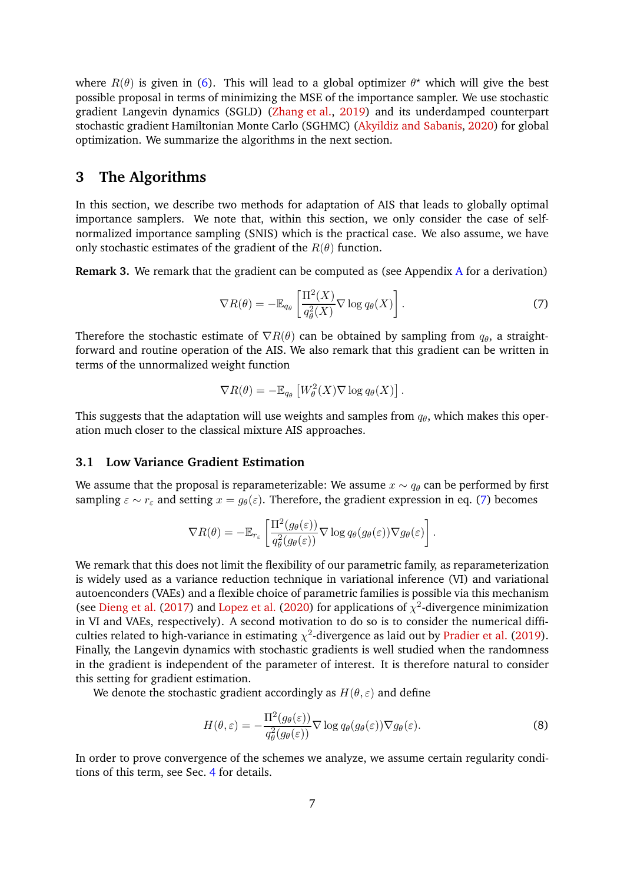where $R(\theta)$ is given in (6). This will lead to a global optimizer $\theta^\star$ which will give the best possible proposal in terms of minimizing the MSE of the importance sampler. We use stochastic gradient Langevin dynamics (SGLD) (Zhang et al., 2019) and its underdamped counterpart stochastic gradient Hamiltonian Monte Carlo (SGHMC) (Akyildiz and Sabanis, 2020) for global optimization. We summarize the algorithms in the next section.

## 3 The Algorithms

In this section, we describe two methods for adaptation of AIS that leads to globally optimal importance samplers. We note that, within this section, we only consider the case of self-normalized importance sampling (SNIS) which is the practical case. We also assume, we have only stochastic estimates of the gradient of the $R(\theta)$ function.

**Remark 3.** We remark that the gradient can be computed as (see Appendix A for a derivation)

$$\nabla R(\theta) = -\mathbb{E}_{q_\theta}\left[\frac{\Pi^2(X)}{q_\theta^2(X)} \nabla \log q_\theta(X)\right]. \tag{7}$$

Therefore the stochastic estimate of $\nabla R(\theta)$ can be obtained by sampling from $q_\theta$, a straightforward and routine operation of the AIS. We also remark that this gradient can be written in terms of the unnormalized weight function

$$\nabla R(\theta) = -\mathbb{E}_{q_\theta}\left[W_\theta^2(X) \nabla \log q_\theta(X)\right].$$

This suggests that the adaptation will use weights and samples from $q_\theta$, which makes this operation much closer to the classical mixture AIS approaches.

### 3.1 Low Variance Gradient Estimation

We assume that the proposal is reparameterizable: We assume $x \sim q_\theta$ can be performed by first sampling $\varepsilon \sim r_\varepsilon$ and setting $x = g_\theta(\varepsilon)$. Therefore, the gradient expression in eq. (7) becomes

$$\nabla R(\theta) = -\mathbb{E}_{r_\varepsilon}\left[\frac{\Pi^2(g_\theta(\varepsilon))}{q_\theta^2(g_\theta(\varepsilon))} \nabla \log q_\theta(g_\theta(\varepsilon)) \nabla g_\theta(\varepsilon)\right].$$

We remark that this does not limit the flexibility of our parametric family, as reparameterization is widely used as a variance reduction technique in variational inference (VI) and variational autoenconders (VAEs) and a flexible choice of parametric families is possible via this mechanism (see Dieng et al. (2017) and Lopez et al. (2020) for applications of $\chi^2$-divergence minimization in VI and VAEs, respectively). A second motivation to do so is to consider the numerical difficulties related to high-variance in estimating $\chi^2$-divergence as laid out by Pradier et al. (2019). Finally, the Langevin dynamics with stochastic gradients is well studied when the randomness in the gradient is independent of the parameter of interest. It is therefore natural to consider this setting for gradient estimation.

We denote the stochastic gradient accordingly as $H(\theta, \varepsilon)$ and define

$$H(\theta, \varepsilon) = -\frac{\Pi^2(g_\theta(\varepsilon))}{q_\theta^2(g_\theta(\varepsilon))} \nabla \log q_\theta(g_\theta(\varepsilon)) \nabla g_\theta(\varepsilon). \tag{8}$$

In order to prove convergence of the schemes we analyze, we assume certain regularity conditions of this term, see Sec. 4 for details.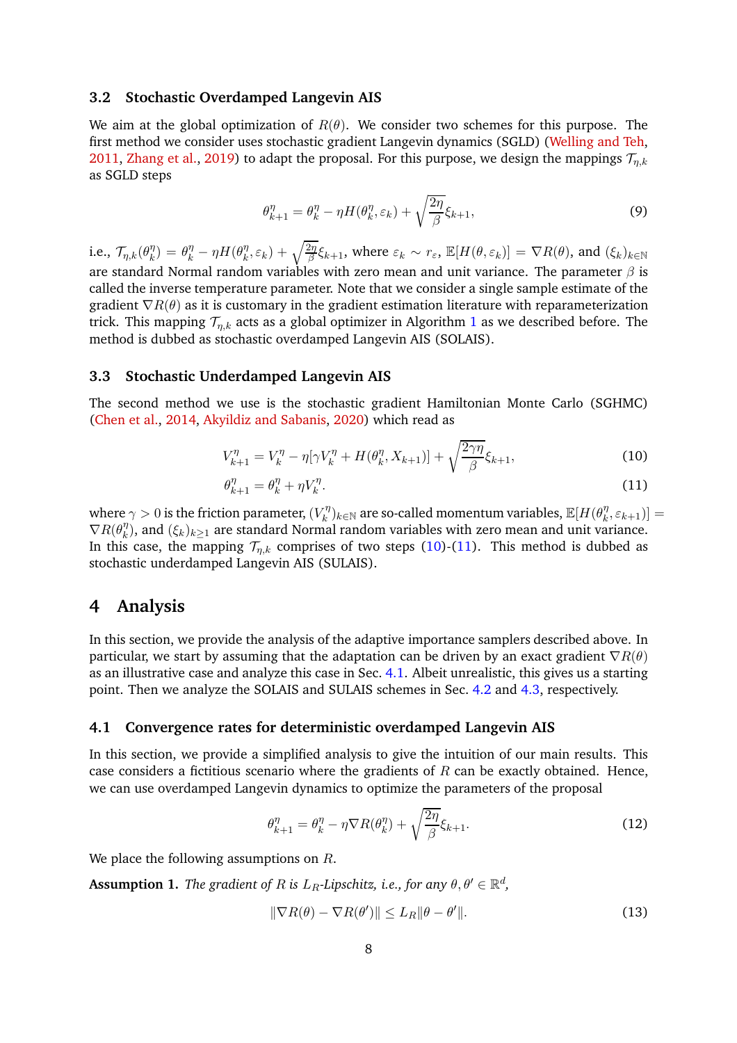### 3.2 Stochastic Overdamped Langevin AIS

We aim at the global optimization of $R(\theta)$. We consider two schemes for this purpose. The first method we consider uses stochastic gradient Langevin dynamics (SGLD) (Welling and Teh, 2011, Zhang et al., 2019) to adapt the proposal. For this purpose, we design the mappings $\mathcal{T}_{\eta,k}$ as SGLD steps

$$\theta_{k+1}^\eta = \theta_k^\eta - \eta H(\theta_k^\eta, \varepsilon_k) + \sqrt{\frac{2\eta}{\beta}}\xi_{k+1}, \tag{9}$$

i.e., $\mathcal{T}_{\eta,k}(\theta_k^\eta) = \theta_k^\eta - \eta H(\theta_k^\eta, \varepsilon_k) + \sqrt{\frac{2\eta}{\beta}}\xi_{k+1}$, where $\varepsilon_k \sim r_\varepsilon$, $\mathbb{E}[H(\theta, \varepsilon_k)] = \nabla R(\theta)$, and $(\xi_k)_{k\in\mathbb{N}}$ are standard Normal random variables with zero mean and unit variance. The parameter $\beta$ is called the inverse temperature parameter. Note that we consider a single sample estimate of the gradient $\nabla R(\theta)$ as it is customary in the gradient estimation literature with reparameterization trick. This mapping $\mathcal{T}_{\eta,k}$ acts as a global optimizer in Algorithm 1 as we described before. The method is dubbed as stochastic overdamped Langevin AIS (SOLAIS).

### 3.3 Stochastic Underdamped Langevin AIS

The second method we use is the stochastic gradient Hamiltonian Monte Carlo (SGHMC) (Chen et al., 2014, Akyildiz and Sabanis, 2020) which read as

$$V_{k+1}^\eta = V_k^\eta - \eta[\gamma V_k^\eta + H(\theta_k^\eta, X_{k+1})] + \sqrt{\frac{2\gamma\eta}{\beta}}\xi_{k+1}, \tag{10}$$

$$\theta_{k+1}^\eta = \theta_k^\eta + \eta V_k^\eta. \tag{11}$$

where $\gamma > 0$ is the friction parameter, $(V_k^\eta)_{k\in\mathbb{N}}$ are so-called momentum variables, $\mathbb{E}[H(\theta_k^\eta, \varepsilon_{k+1})] = \nabla R(\theta_k^\eta)$, and $(\xi_k)_{k\geq 1}$ are standard Normal random variables with zero mean and unit variance. In this case, the mapping $\mathcal{T}_{\eta,k}$ comprises of two steps (10)-(11). This method is dubbed as stochastic underdamped Langevin AIS (SULAIS).

## 4 Analysis

In this section, we provide the analysis of the adaptive importance samplers described above. In particular, we start by assuming that the adaptation can be driven by an exact gradient $\nabla R(\theta)$ as an illustrative case and analyze this case in Sec. 4.1. Albeit unrealistic, this gives us a starting point. Then we analyze the SOLAIS and SULAIS schemes in Sec. 4.2 and 4.3, respectively.

### 4.1 Convergence rates for deterministic overdamped Langevin AIS

In this section, we provide a simplified analysis to give the intuition of our main results. This case considers a fictitious scenario where the gradients of $R$ can be exactly obtained. Hence, we can use overdamped Langevin dynamics to optimize the parameters of the proposal

$$\theta_{k+1}^\eta = \theta_k^\eta - \eta\nabla R(\theta_k^\eta) + \sqrt{\frac{2\eta}{\beta}}\xi_{k+1}. \tag{12}$$

We place the following assumptions on $R$.

**Assumption 1.** *The gradient of $R$ is $L_R$-Lipschitz, i.e., for any $\theta, \theta' \in \mathbb{R}^d$,*

$$\|\nabla R(\theta) - \nabla R(\theta')\| \leq L_R\|\theta - \theta'\|. \tag{13}$$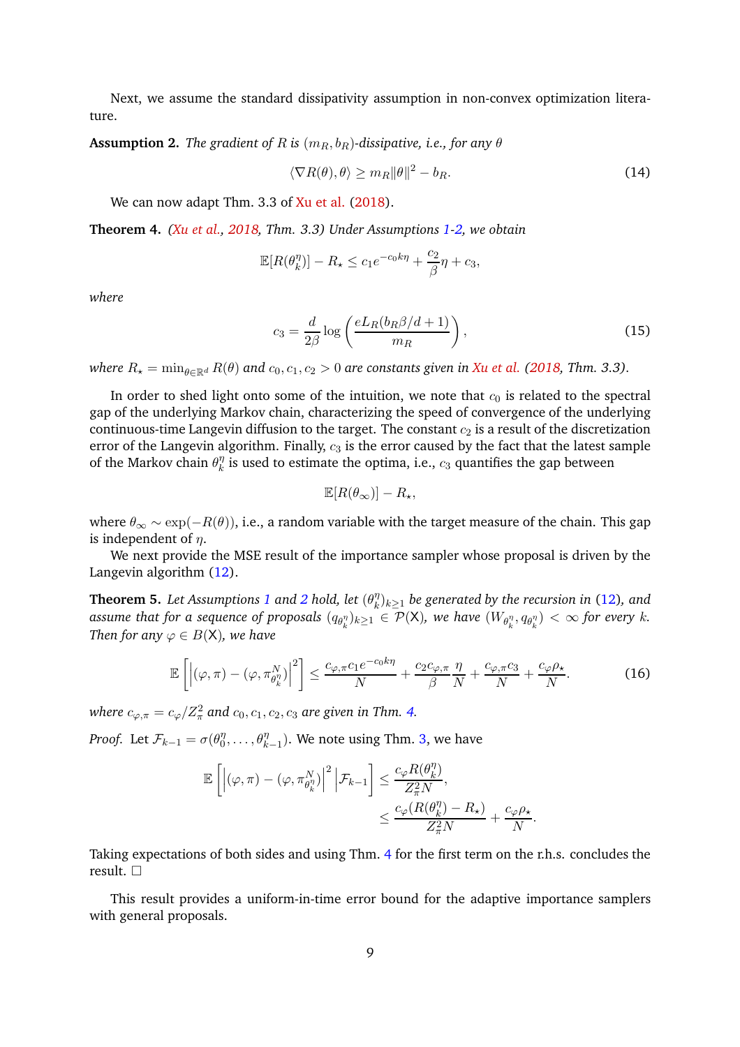Next, we assume the standard dissipativity assumption in non-convex optimization literature.

**Assumption 2.** *The gradient of $R$ is $(m_R, b_R)$-dissipative, i.e., for any $\theta$*

$$\langle \nabla R(\theta), \theta \rangle \geq m_R \|\theta\|^2 - b_R. \tag{14}$$

We can now adapt Thm. 3.3 of Xu et al. (2018).

**Theorem 4.** *(Xu et al., 2018, Thm. 3.3) Under Assumptions 1-2, we obtain*

$$\mathbb{E}[R(\theta_k^\eta)] - R_\star \leq c_1 e^{-c_0 k \eta} + \frac{c_2}{\beta}\eta + c_3,$$

*where*

$$c_3 = \frac{d}{2\beta} \log\left(\frac{eL_R(b_R\beta/d + 1)}{m_R}\right), \tag{15}$$

*where $R_\star = \min_{\theta \in \mathbb{R}^d} R(\theta)$ and $c_0, c_1, c_2 > 0$ are constants given in Xu et al. (2018, Thm. 3.3).*

In order to shed light onto some of the intuition, we note that $c_0$ is related to the spectral gap of the underlying Markov chain, characterizing the speed of convergence of the underlying continuous-time Langevin diffusion to the target. The constant $c_2$ is a result of the discretization error of the Langevin algorithm. Finally, $c_3$ is the error caused by the fact that the latest sample of the Markov chain $\theta_k^\eta$ is used to estimate the optima, i.e., $c_3$ quantifies the gap between

$$\mathbb{E}[R(\theta_\infty)] - R_\star,$$

where $\theta_\infty \sim \exp(-R(\theta))$, i.e., a random variable with the target measure of the chain. This gap is independent of $\eta$.

We next provide the MSE result of the importance sampler whose proposal is driven by the Langevin algorithm (12).

**Theorem 5.** *Let Assumptions 1 and 2 hold, let $(\theta_k^\eta)_{k\geq 1}$ be generated by the recursion in (12), and assume that for a sequence of proposals $(q_{\theta_k^\eta})_{k\geq 1} \in \mathcal{P}(\mathsf{X})$, we have $(W_{\theta_k^\eta}, q_{\theta_k^\eta}) < \infty$ for every $k$. Then for any $\varphi \in B(\mathsf{X})$, we have*

$$\mathbb{E}\left[\left|(\varphi, \pi) - (\varphi, \pi_{\theta_k^\eta}^N)\right|^2\right] \leq \frac{c_{\varphi,\pi} c_1 e^{-c_0 k \eta}}{N} + \frac{c_2 c_{\varphi,\pi}}{\beta}\frac{\eta}{N} + \frac{c_{\varphi,\pi} c_3}{N} + \frac{c_\varphi \rho_\star}{N}. \tag{16}$$

*where $c_{\varphi,\pi} = c_\varphi / Z_\pi^2$ and $c_0, c_1, c_2, c_3$ are given in Thm. 4.*

*Proof.* Let $\mathcal{F}_{k-1} = \sigma(\theta_0^\eta, \ldots, \theta_{k-1}^\eta)$. We note using Thm. 3, we have

$$\begin{aligned}
\mathbb{E}\left[\left|(\varphi, \pi) - (\varphi, \pi_{\theta_k^\eta}^N)\right|^2 \middle| \mathcal{F}_{k-1}\right] &\leq \frac{c_\varphi R(\theta_k^\eta)}{Z_\pi^2 N}, \\
&\leq \frac{c_\varphi (R(\theta_k^\eta) - R_\star)}{Z_\pi^2 N} + \frac{c_\varphi \rho_\star}{N}.
\end{aligned}$$

Taking expectations of both sides and using Thm. 4 for the first term on the r.h.s. concludes the result. $\square$

This result provides a uniform-in-time error bound for the adaptive importance samplers with general proposals.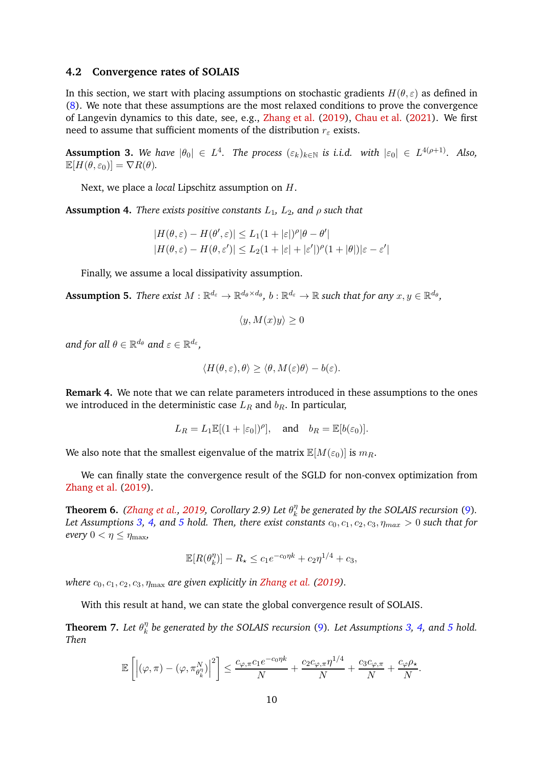### 4.2 Convergence rates of SOLAIS

In this section, we start with placing assumptions on stochastic gradients $H(\theta, \varepsilon)$ as defined in (8). We note that these assumptions are the most relaxed conditions to prove the convergence of Langevin dynamics to this date, see, e.g., Zhang et al. (2019), Chau et al. (2021). We first need to assume that sufficient moments of the distribution $r_\varepsilon$ exists.

**Assumption 3.** *We have $|\theta_0| \in L^4$. The process $(\varepsilon_k)_{k\in\mathbb{N}}$ is i.i.d. with $|\varepsilon_0| \in L^{4(\rho+1)}$. Also, $\mathbb{E}[H(\theta, \varepsilon_0)] = \nabla R(\theta)$.*

Next, we place a *local* Lipschitz assumption on $H$.

**Assumption 4.** *There exists positive constants $L_1$, $L_2$, and $\rho$ such that*

$$
\begin{aligned}
|H(\theta, \varepsilon) - H(\theta', \varepsilon)| &\leq L_1(1 + |\varepsilon|)^\rho |\theta - \theta'| \\
|H(\theta, \varepsilon) - H(\theta, \varepsilon')| &\leq L_2(1 + |\varepsilon| + |\varepsilon'|)^\rho (1 + |\theta|)|\varepsilon - \varepsilon'|
\end{aligned}
$$

Finally, we assume a local dissipativity assumption.

**Assumption 5.** *There exist $M : \mathbb{R}^{d_\varepsilon} \to \mathbb{R}^{d_\theta \times d_\theta}$, $b : \mathbb{R}^{d_\varepsilon} \to \mathbb{R}$ such that for any $x, y \in \mathbb{R}^{d_\theta}$,*

$$
\langle y, M(x) y \rangle \geq 0
$$

*and for all $\theta \in \mathbb{R}^{d_\theta}$ and $\varepsilon \in \mathbb{R}^{d_\varepsilon}$,*

$$
\langle H(\theta, \varepsilon), \theta \rangle \geq \langle \theta, M(\varepsilon)\theta \rangle - b(\varepsilon).
$$

**Remark 4.** We note that we can relate parameters introduced in these assumptions to the ones we introduced in the deterministic case $L_R$ and $b_R$. In particular,

$$
L_R = L_1 \mathbb{E}[(1 + |\varepsilon_0|)^\rho], \quad \text{and} \quad b_R = \mathbb{E}[b(\varepsilon_0)].
$$

We also note that the smallest eigenvalue of the matrix $\mathbb{E}[M(\varepsilon_0)]$ is $m_R$.

We can finally state the convergence result of the SGLD for non-convex optimization from Zhang et al. (2019).

**Theorem 6.** *(Zhang et al., 2019, Corollary 2.9) Let $\theta_k^\eta$ be generated by the SOLAIS recursion (9). Let Assumptions 3, 4, and 5 hold. Then, there exist constants $c_0, c_1, c_2, c_3, \eta_{max} > 0$ such that for every $0 < \eta \leq \eta_{\max}$,*

$$
\mathbb{E}[R(\theta_k^\eta)] - R_\star \leq c_1 e^{-c_0 \eta k} + c_2 \eta^{1/4} + c_3,
$$

*where $c_0, c_1, c_2, c_3, \eta_{\max}$ are given explicitly in Zhang et al. (2019).*

With this result at hand, we can state the global convergence result of SOLAIS.

**Theorem 7.** *Let $\theta_k^\eta$ be generated by the SOLAIS recursion (9). Let Assumptions 3, 4, and 5 hold. Then*

$$
\mathbb{E}\left[\left|(\varphi, \pi) - (\varphi, \pi_{\theta_k^\eta}^N)\right|^2\right] \leq \frac{c_{\varphi,\pi} c_1 e^{-c_0 \eta k}}{N} + \frac{c_2 c_{\varphi,\pi} \eta^{1/4}}{N} + \frac{c_3 c_{\varphi,\pi}}{N} + \frac{c_\varphi \rho_\star}{N}.
$$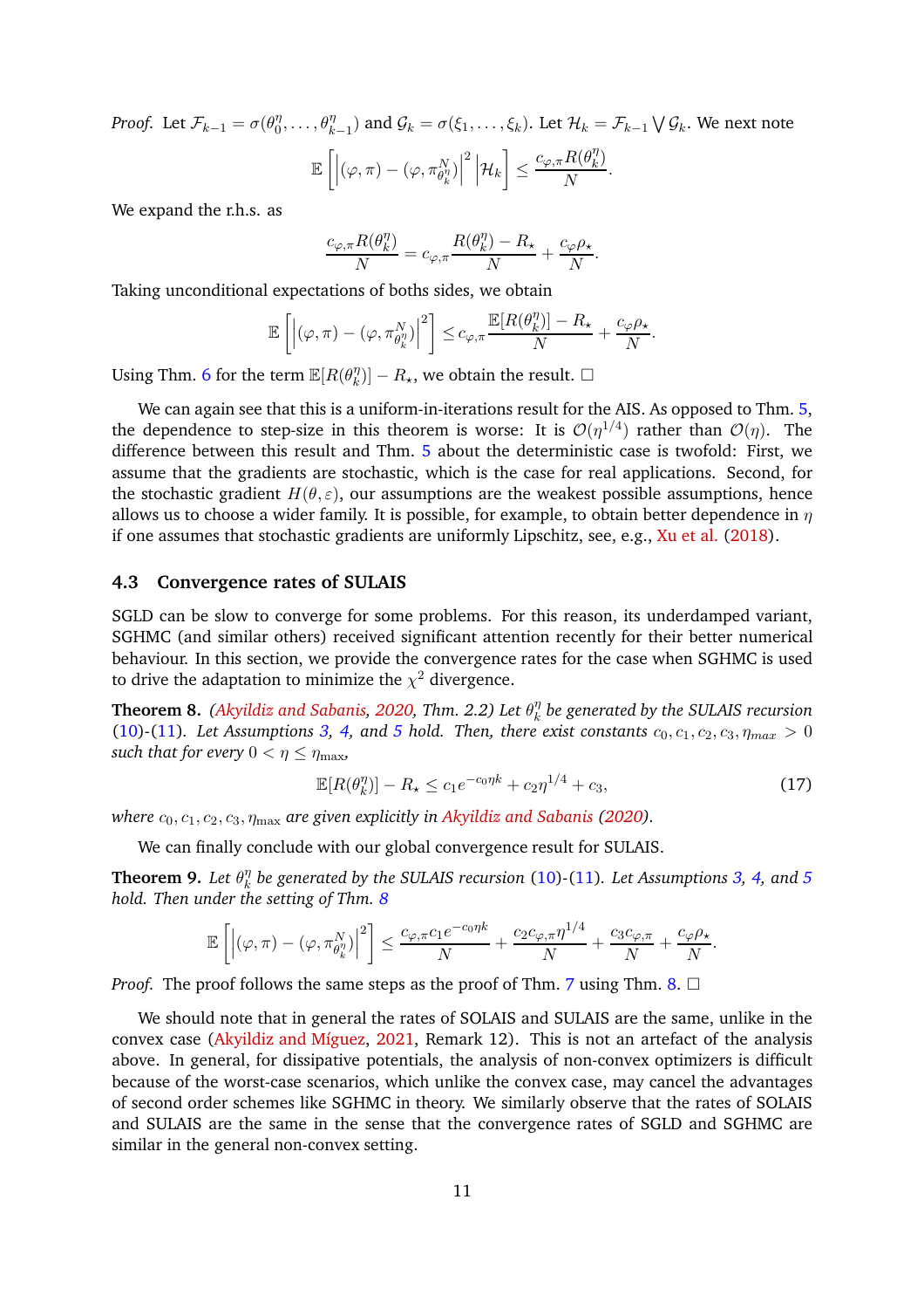*Proof.* Let $\mathcal{F}_{k-1} = \sigma(\theta_0^\eta, \ldots, \theta_{k-1}^\eta)$ and $\mathcal{G}_k = \sigma(\xi_1, \ldots, \xi_k)$. Let $\mathcal{H}_k = \mathcal{F}_{k-1} \bigvee \mathcal{G}_k$. We next note

$$\mathbb{E}\left[\left|(\varphi, \pi) - (\varphi, \pi_{\theta_k^\eta}^N)\right|^2 \middle| \mathcal{H}_k\right] \leq \frac{c_{\varphi,\pi} R(\theta_k^\eta)}{N}.$$

We expand the r.h.s. as

$$\frac{c_{\varphi,\pi} R(\theta_k^\eta)}{N} = c_{\varphi,\pi} \frac{R(\theta_k^\eta) - R_\star}{N} + \frac{c_\varphi \rho_\star}{N}.$$

Taking unconditional expectations of boths sides, we obtain

$$\mathbb{E}\left[\left|(\varphi, \pi) - (\varphi, \pi_{\theta_k^\eta}^N)\right|^2\right] \leq c_{\varphi,\pi} \frac{\mathbb{E}[R(\theta_k^\eta)] - R_\star}{N} + \frac{c_\varphi \rho_\star}{N}.$$

Using Thm. 6 for the term $\mathbb{E}[R(\theta_k^\eta)] - R_\star$, we obtain the result. □

We can again see that this is a uniform-in-iterations result for the AIS. As opposed to Thm. 5, the dependence to step-size in this theorem is worse: It is $\mathcal{O}(\eta^{1/4})$ rather than $\mathcal{O}(\eta)$. The difference between this result and Thm. 5 about the deterministic case is twofold: First, we assume that the gradients are stochastic, which is the case for real applications. Second, for the stochastic gradient $H(\theta, \varepsilon)$, our assumptions are the weakest possible assumptions, hence allows us to choose a wider family. It is possible, for example, to obtain better dependence in $\eta$ if one assumes that stochastic gradients are uniformly Lipschitz, see, e.g., Xu et al. (2018).

### 4.3 Convergence rates of SULAIS

SGLD can be slow to converge for some problems. For this reason, its underdamped variant, SGHMC (and similar others) received significant attention recently for their better numerical behaviour. In this section, we provide the convergence rates for the case when SGHMC is used to drive the adaptation to minimize the $\chi^2$ divergence.

**Theorem 8.** *(Akyildiz and Sabanis, 2020, Thm. 2.2) Let $\theta_k^\eta$ be generated by the SULAIS recursion (10)-(11). Let Assumptions 3, 4, and 5 hold. Then, there exist constants $c_0, c_1, c_2, c_3, \eta_{max} > 0$ such that for every $0 < \eta \leq \eta_{\max}$,*

$$\mathbb{E}[R(\theta_k^\eta)] - R_\star \leq c_1 e^{-c_0 \eta k} + c_2 \eta^{1/4} + c_3, \tag{17}$$

*where $c_0, c_1, c_2, c_3, \eta_{\max}$ are given explicitly in Akyildiz and Sabanis (2020).*

We can finally conclude with our global convergence result for SULAIS.

**Theorem 9.** *Let $\theta_k^\eta$ be generated by the SULAIS recursion (10)-(11). Let Assumptions 3, 4, and 5 hold. Then under the setting of Thm. 8*

$$\mathbb{E}\left[\left|(\varphi, \pi) - (\varphi, \pi_{\theta_k^\eta}^N)\right|^2\right] \leq \frac{c_{\varphi,\pi} c_1 e^{-c_0 \eta k}}{N} + \frac{c_2 c_{\varphi,\pi} \eta^{1/4}}{N} + \frac{c_3 c_{\varphi,\pi}}{N} + \frac{c_\varphi \rho_\star}{N}.$$

*Proof.* The proof follows the same steps as the proof of Thm. 7 using Thm. 8. □

We should note that in general the rates of SOLAIS and SULAIS are the same, unlike in the convex case (Akyildiz and Míguez, 2021, Remark 12). This is not an artefact of the analysis above. In general, for dissipative potentials, the analysis of non-convex optimizers is difficult because of the worst-case scenarios, which unlike the convex case, may cancel the advantages of second order schemes like SGHMC in theory. We similarly observe that the rates of SOLAIS and SULAIS are the same in the sense that the convergence rates of SGLD and SGHMC are similar in the general non-convex setting.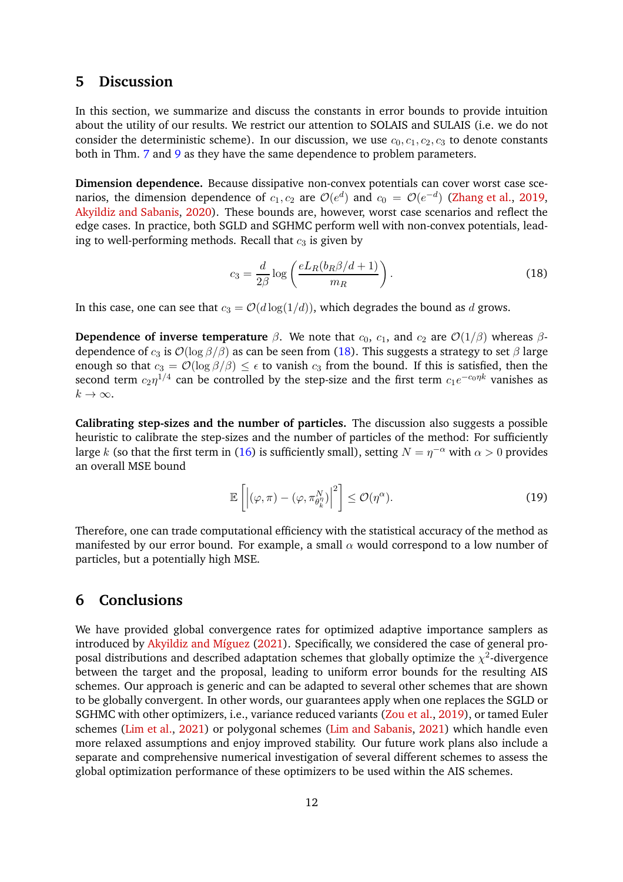## 5 Discussion

In this section, we summarize and discuss the constants in error bounds to provide intuition about the utility of our results. We restrict our attention to SOLAIS and SULAIS (i.e. we do not consider the deterministic scheme). In our discussion, we use $c_0, c_1, c_2, c_3$ to denote constants both in Thm. 7 and 9 as they have the same dependence to problem parameters.

**Dimension dependence.** Because dissipative non-convex potentials can cover worst case scenarios, the dimension dependence of $c_1, c_2$ are $\mathcal{O}(e^d)$ and $c_0 = \mathcal{O}(e^{-d})$ (Zhang et al., 2019, Akyildiz and Sabanis, 2020). These bounds are, however, worst case scenarios and reflect the edge cases. In practice, both SGLD and SGHMC perform well with non-convex potentials, leading to well-performing methods. Recall that $c_3$ is given by

$$c_3 = \frac{d}{2\beta} \log \left( \frac{e L_R (b_R \beta / d + 1)}{m_R} \right). \tag{18}$$

In this case, one can see that $c_3 = \mathcal{O}(d \log(1/d))$, which degrades the bound as $d$ grows.

**Dependence of inverse temperature** $\beta$. We note that $c_0$, $c_1$, and $c_2$ are $\mathcal{O}(1/\beta)$ whereas $\beta$-dependence of $c_3$ is $\mathcal{O}(\log \beta / \beta)$ as can be seen from (18). This suggests a strategy to set $\beta$ large enough so that $c_3 = \mathcal{O}(\log \beta / \beta) \leq \epsilon$ to vanish $c_3$ from the bound. If this is satisfied, then the second term $c_2 \eta^{1/4}$ can be controlled by the step-size and the first term $c_1 e^{-c_0 \eta k}$ vanishes as $k \to \infty$.

**Calibrating step-sizes and the number of particles.** The discussion also suggests a possible heuristic to calibrate the step-sizes and the number of particles of the method: For sufficiently large $k$ (so that the first term in (16) is sufficiently small), setting $N = \eta^{-\alpha}$ with $\alpha > 0$ provides an overall MSE bound

$$\mathbb{E}\left[ \left| (\varphi, \pi) - (\varphi, \pi^N_{\theta^\eta_k}) \right|^2 \right] \leq \mathcal{O}(\eta^\alpha). \tag{19}$$

Therefore, one can trade computational efficiency with the statistical accuracy of the method as manifested by our error bound. For example, a small $\alpha$ would correspond to a low number of particles, but a potentially high MSE.

## 6 Conclusions

We have provided global convergence rates for optimized adaptive importance samplers as introduced by Akyildiz and Míguez (2021). Specifically, we considered the case of general proposal distributions and described adaptation schemes that globally optimize the $\chi^2$-divergence between the target and the proposal, leading to uniform error bounds for the resulting AIS schemes. Our approach is generic and can be adapted to several other schemes that are shown to be globally convergent. In other words, our guarantees apply when one replaces the SGLD or SGHMC with other optimizers, i.e., variance reduced variants (Zou et al., 2019), or tamed Euler schemes (Lim et al., 2021) or polygonal schemes (Lim and Sabanis, 2021) which handle even more relaxed assumptions and enjoy improved stability. Our future work plans also include a separate and comprehensive numerical investigation of several different schemes to assess the global optimization performance of these optimizers to be used within the AIS schemes.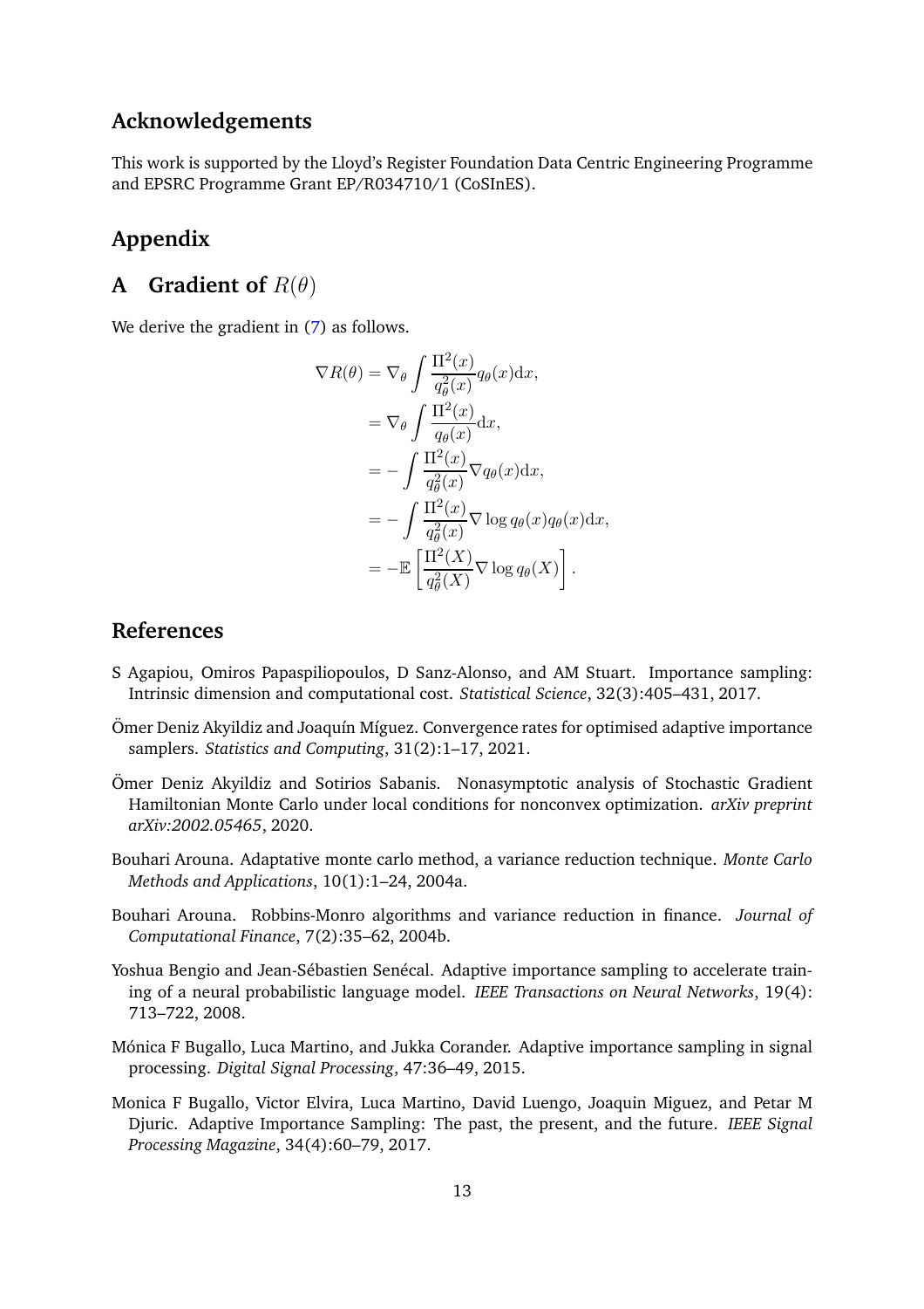## Acknowledgements

This work is supported by the Lloyd's Register Foundation Data Centric Engineering Programme and EPSRC Programme Grant EP/R034710/1 (CoSInES).

## Appendix

# A Gradient of $R(\theta)$

We derive the gradient in (7) as follows.

$$
\begin{aligned}
\nabla R(\theta) &= \nabla_\theta \int \frac{\Pi^2(x)}{q_\theta^2(x)} q_\theta(x) \mathrm{d}x, \\
&= \nabla_\theta \int \frac{\Pi^2(x)}{q_\theta(x)} \mathrm{d}x, \\
&= -\int \frac{\Pi^2(x)}{q_\theta^2(x)} \nabla q_\theta(x) \mathrm{d}x, \\
&= -\int \frac{\Pi^2(x)}{q_\theta^2(x)} \nabla \log q_\theta(x) q_\theta(x) \mathrm{d}x, \\
&= -\mathbb{E}\left[\frac{\Pi^2(X)}{q_\theta^2(X)} \nabla \log q_\theta(X)\right].
\end{aligned}
$$

## References

S Agapiou, Omiros Papaspiliopoulos, D Sanz-Alonso, and AM Stuart. Importance sampling: Intrinsic dimension and computational cost. *Statistical Science*, 32(3):405–431, 2017.

Ömer Deniz Akyildiz and Joaquín Míguez. Convergence rates for optimised adaptive importance samplers. *Statistics and Computing*, 31(2):1–17, 2021.

Ömer Deniz Akyildiz and Sotirios Sabanis. Nonasymptotic analysis of Stochastic Gradient Hamiltonian Monte Carlo under local conditions for nonconvex optimization. *arXiv preprint arXiv:2002.05465*, 2020.

Bouhari Arouna. Adaptative monte carlo method, a variance reduction technique. *Monte Carlo Methods and Applications*, 10(1):1–24, 2004a.

Bouhari Arouna. Robbins-Monro algorithms and variance reduction in finance. *Journal of Computational Finance*, 7(2):35–62, 2004b.

Yoshua Bengio and Jean-Sébastien Senécal. Adaptive importance sampling to accelerate training of a neural probabilistic language model. *IEEE Transactions on Neural Networks*, 19(4): 713–722, 2008.

Mónica F Bugallo, Luca Martino, and Jukka Corander. Adaptive importance sampling in signal processing. *Digital Signal Processing*, 47:36–49, 2015.

Monica F Bugallo, Victor Elvira, Luca Martino, David Luengo, Joaquin Miguez, and Petar M Djuric. Adaptive Importance Sampling: The past, the present, and the future. *IEEE Signal Processing Magazine*, 34(4):60–79, 2017.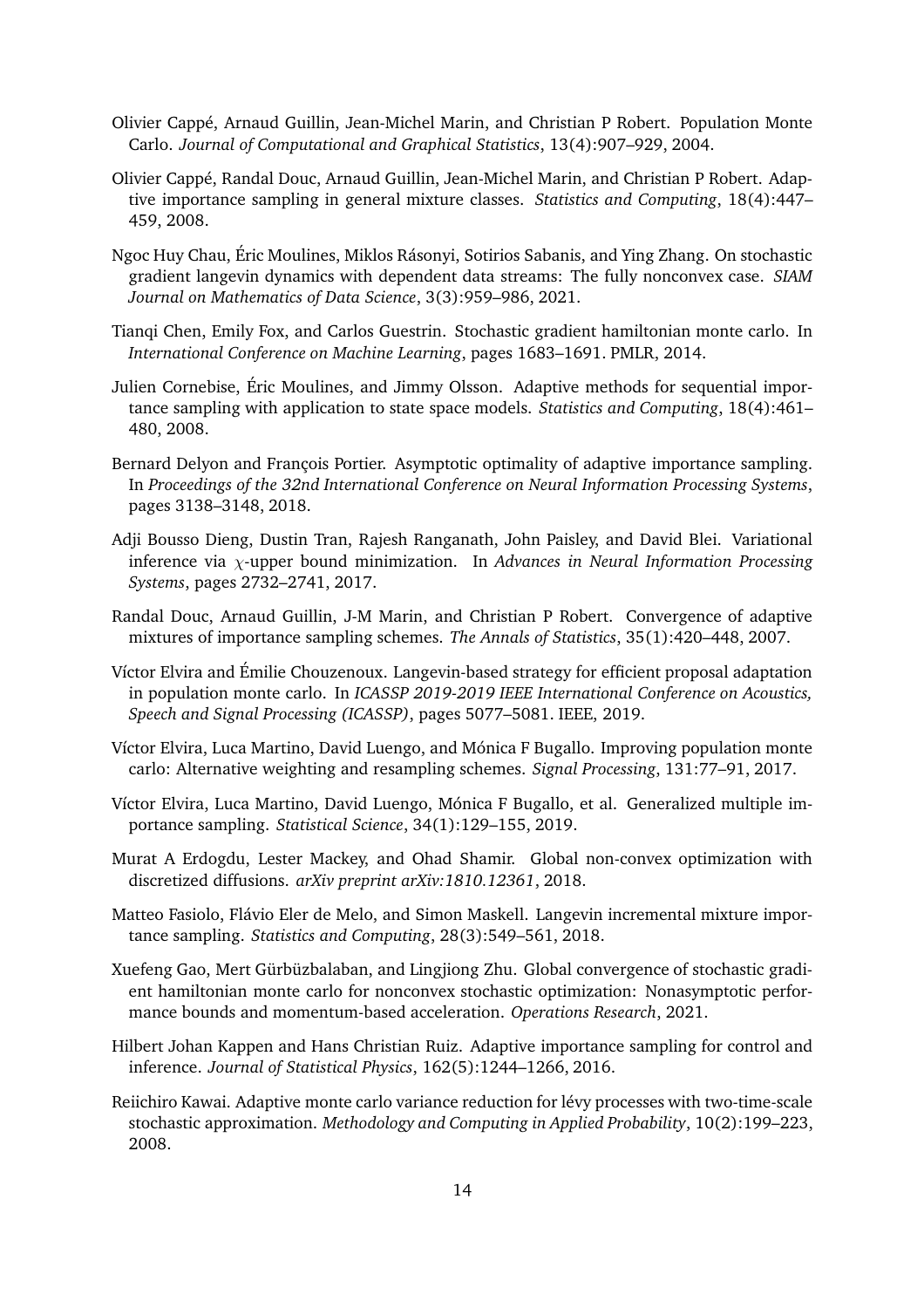Olivier Cappé, Arnaud Guillin, Jean-Michel Marin, and Christian P Robert. Population Monte Carlo. *Journal of Computational and Graphical Statistics*, 13(4):907–929, 2004.

Olivier Cappé, Randal Douc, Arnaud Guillin, Jean-Michel Marin, and Christian P Robert. Adaptive importance sampling in general mixture classes. *Statistics and Computing*, 18(4):447–459, 2008.

Ngoc Huy Chau, Éric Moulines, Miklos Rásonyi, Sotirios Sabanis, and Ying Zhang. On stochastic gradient langevin dynamics with dependent data streams: The fully nonconvex case. *SIAM Journal on Mathematics of Data Science*, 3(3):959–986, 2021.

Tianqi Chen, Emily Fox, and Carlos Guestrin. Stochastic gradient hamiltonian monte carlo. In *International Conference on Machine Learning*, pages 1683–1691. PMLR, 2014.

Julien Cornebise, Éric Moulines, and Jimmy Olsson. Adaptive methods for sequential importance sampling with application to state space models. *Statistics and Computing*, 18(4):461–480, 2008.

Bernard Delyon and François Portier. Asymptotic optimality of adaptive importance sampling. In *Proceedings of the 32nd International Conference on Neural Information Processing Systems*, pages 3138–3148, 2018.

Adji Bousso Dieng, Dustin Tran, Rajesh Ranganath, John Paisley, and David Blei. Variational inference via $\chi$-upper bound minimization. In *Advances in Neural Information Processing Systems*, pages 2732–2741, 2017.

Randal Douc, Arnaud Guillin, J-M Marin, and Christian P Robert. Convergence of adaptive mixtures of importance sampling schemes. *The Annals of Statistics*, 35(1):420–448, 2007.

Víctor Elvira and Émilie Chouzenoux. Langevin-based strategy for efficient proposal adaptation in population monte carlo. In *ICASSP 2019-2019 IEEE International Conference on Acoustics, Speech and Signal Processing (ICASSP)*, pages 5077–5081. IEEE, 2019.

Víctor Elvira, Luca Martino, David Luengo, and Mónica F Bugallo. Improving population monte carlo: Alternative weighting and resampling schemes. *Signal Processing*, 131:77–91, 2017.

Víctor Elvira, Luca Martino, David Luengo, Mónica F Bugallo, et al. Generalized multiple importance sampling. *Statistical Science*, 34(1):129–155, 2019.

Murat A Erdogdu, Lester Mackey, and Ohad Shamir. Global non-convex optimization with discretized diffusions. *arXiv preprint arXiv:1810.12361*, 2018.

Matteo Fasiolo, Flávio Eler de Melo, and Simon Maskell. Langevin incremental mixture importance sampling. *Statistics and Computing*, 28(3):549–561, 2018.

Xuefeng Gao, Mert Gürbüzbalaban, and Lingjiong Zhu. Global convergence of stochastic gradient hamiltonian monte carlo for nonconvex stochastic optimization: Nonasymptotic performance bounds and momentum-based acceleration. *Operations Research*, 2021.

Hilbert Johan Kappen and Hans Christian Ruiz. Adaptive importance sampling for control and inference. *Journal of Statistical Physics*, 162(5):1244–1266, 2016.

Reiichiro Kawai. Adaptive monte carlo variance reduction for lévy processes with two-time-scale stochastic approximation. *Methodology and Computing in Applied Probability*, 10(2):199–223, 2008.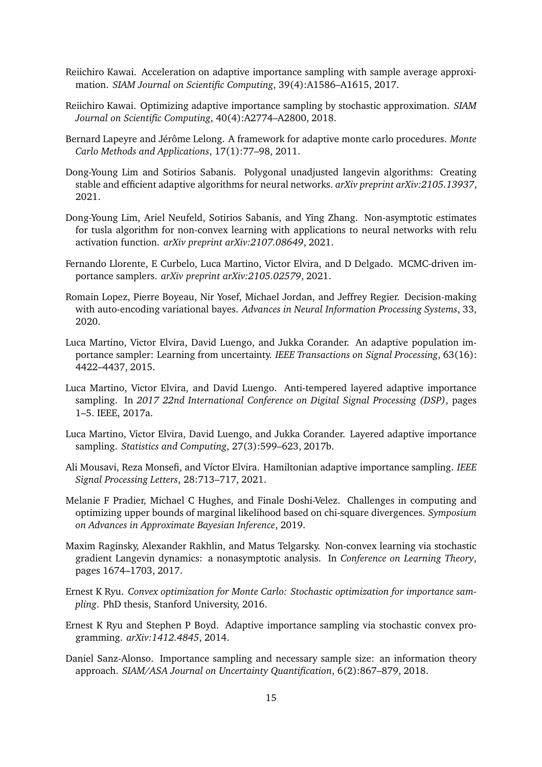Reiichiro Kawai. Acceleration on adaptive importance sampling with sample average approximation. *SIAM Journal on Scientific Computing*, 39(4):A1586–A1615, 2017.

Reiichiro Kawai. Optimizing adaptive importance sampling by stochastic approximation. *SIAM Journal on Scientific Computing*, 40(4):A2774–A2800, 2018.

Bernard Lapeyre and Jérôme Lelong. A framework for adaptive monte carlo procedures. *Monte Carlo Methods and Applications*, 17(1):77–98, 2011.

Dong-Young Lim and Sotirios Sabanis. Polygonal unadjusted langevin algorithms: Creating stable and efficient adaptive algorithms for neural networks. *arXiv preprint arXiv:2105.13937*, 2021.

Dong-Young Lim, Ariel Neufeld, Sotirios Sabanis, and Ying Zhang. Non-asymptotic estimates for tusla algorithm for non-convex learning with applications to neural networks with relu activation function. *arXiv preprint arXiv:2107.08649*, 2021.

Fernando Llorente, E Curbelo, Luca Martino, Victor Elvira, and D Delgado. MCMC-driven importance samplers. *arXiv preprint arXiv:2105.02579*, 2021.

Romain Lopez, Pierre Boyeau, Nir Yosef, Michael Jordan, and Jeffrey Regier. Decision-making with auto-encoding variational bayes. *Advances in Neural Information Processing Systems*, 33, 2020.

Luca Martino, Victor Elvira, David Luengo, and Jukka Corander. An adaptive population importance sampler: Learning from uncertainty. *IEEE Transactions on Signal Processing*, 63(16): 4422–4437, 2015.

Luca Martino, Victor Elvira, and David Luengo. Anti-tempered layered adaptive importance sampling. In *2017 22nd International Conference on Digital Signal Processing (DSP)*, pages 1–5. IEEE, 2017a.

Luca Martino, Victor Elvira, David Luengo, and Jukka Corander. Layered adaptive importance sampling. *Statistics and Computing*, 27(3):599–623, 2017b.

Ali Mousavi, Reza Monsefi, and Víctor Elvira. Hamiltonian adaptive importance sampling. *IEEE Signal Processing Letters*, 28:713–717, 2021.

Melanie F Pradier, Michael C Hughes, and Finale Doshi-Velez. Challenges in computing and optimizing upper bounds of marginal likelihood based on chi-square divergences. *Symposium on Advances in Approximate Bayesian Inference*, 2019.

Maxim Raginsky, Alexander Rakhlin, and Matus Telgarsky. Non-convex learning via stochastic gradient Langevin dynamics: a nonasymptotic analysis. In *Conference on Learning Theory*, pages 1674–1703, 2017.

Ernest K Ryu. *Convex optimization for Monte Carlo: Stochastic optimization for importance sampling*. PhD thesis, Stanford University, 2016.

Ernest K Ryu and Stephen P Boyd. Adaptive importance sampling via stochastic convex programming. *arXiv:1412.4845*, 2014.

Daniel Sanz-Alonso. Importance sampling and necessary sample size: an information theory approach. *SIAM/ASA Journal on Uncertainty Quantification*, 6(2):867–879, 2018.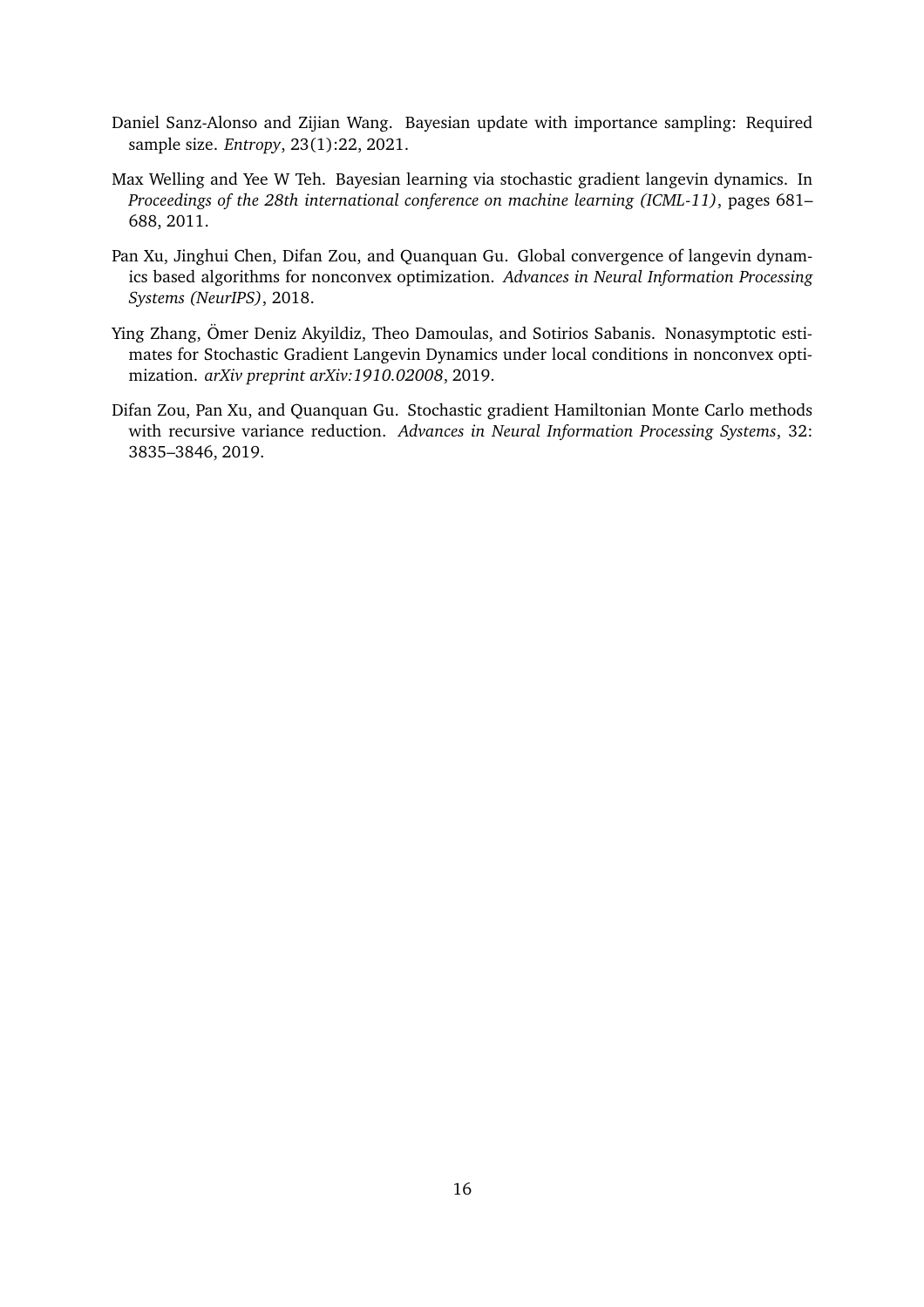Daniel Sanz-Alonso and Zijian Wang. Bayesian update with importance sampling: Required sample size. *Entropy*, 23(1):22, 2021.

Max Welling and Yee W Teh. Bayesian learning via stochastic gradient langevin dynamics. In *Proceedings of the 28th international conference on machine learning (ICML-11)*, pages 681–688, 2011.

Pan Xu, Jinghui Chen, Difan Zou, and Quanquan Gu. Global convergence of langevin dynamics based algorithms for nonconvex optimization. *Advances in Neural Information Processing Systems (NeurIPS)*, 2018.

Ying Zhang, Ömer Deniz Akyildiz, Theo Damoulas, and Sotirios Sabanis. Nonasymptotic estimates for Stochastic Gradient Langevin Dynamics under local conditions in nonconvex optimization. *arXiv preprint arXiv:1910.02008*, 2019.

Difan Zou, Pan Xu, and Quanquan Gu. Stochastic gradient Hamiltonian Monte Carlo methods with recursive variance reduction. *Advances in Neural Information Processing Systems*, 32: 3835–3846, 2019.